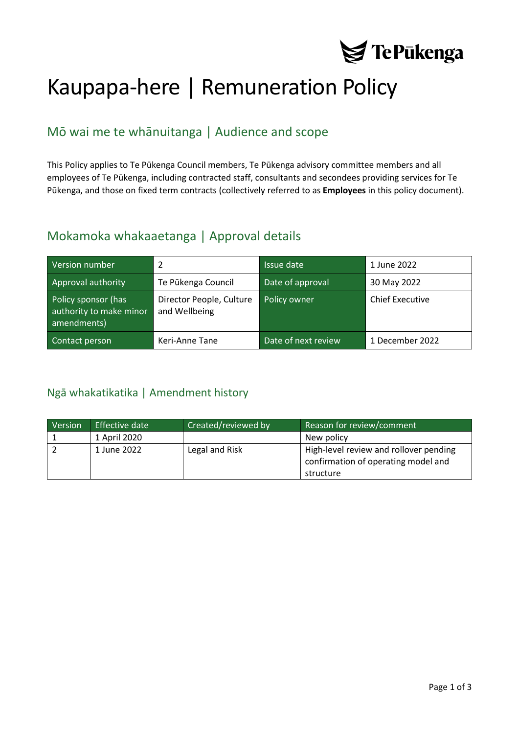# Kaupapa-here | Remuneration Policy

## Mō wai me te whānuitanga | Audience and scope

This Policy applies to Te Pūkenga Council members, Te Pūkenga advisory committee members and all employees of Te Pūkenga, including contracted staff, consultants and secondees providing services for Te Pūkenga, and those on fixed term contracts (collectively referred to as **Employees** in this policy document).

## Mokamoka whakaaetanga | Approval details

| Version number | 2 | Issue date | 1 June 2022 |
|---|---|---|---|
| Approval authority | Te Pūkenga Council | Date of approval | 30 May 2022 |
| Policy sponsor (has authority to make minor amendments) | Director People, Culture and Wellbeing | Policy owner | Chief Executive |
| Contact person | Keri-Anne Tane | Date of next review | 1 December 2022 |

## Ngā whakatikatika | Amendment history

| Version | Effective date | Created/reviewed by | Reason for review/comment |
|---|---|---|---|
| 1 | 1 April 2020 | | New policy |
| 2 | 1 June 2022 | Legal and Risk | High-level review and rollover pending confirmation of operating model and structure |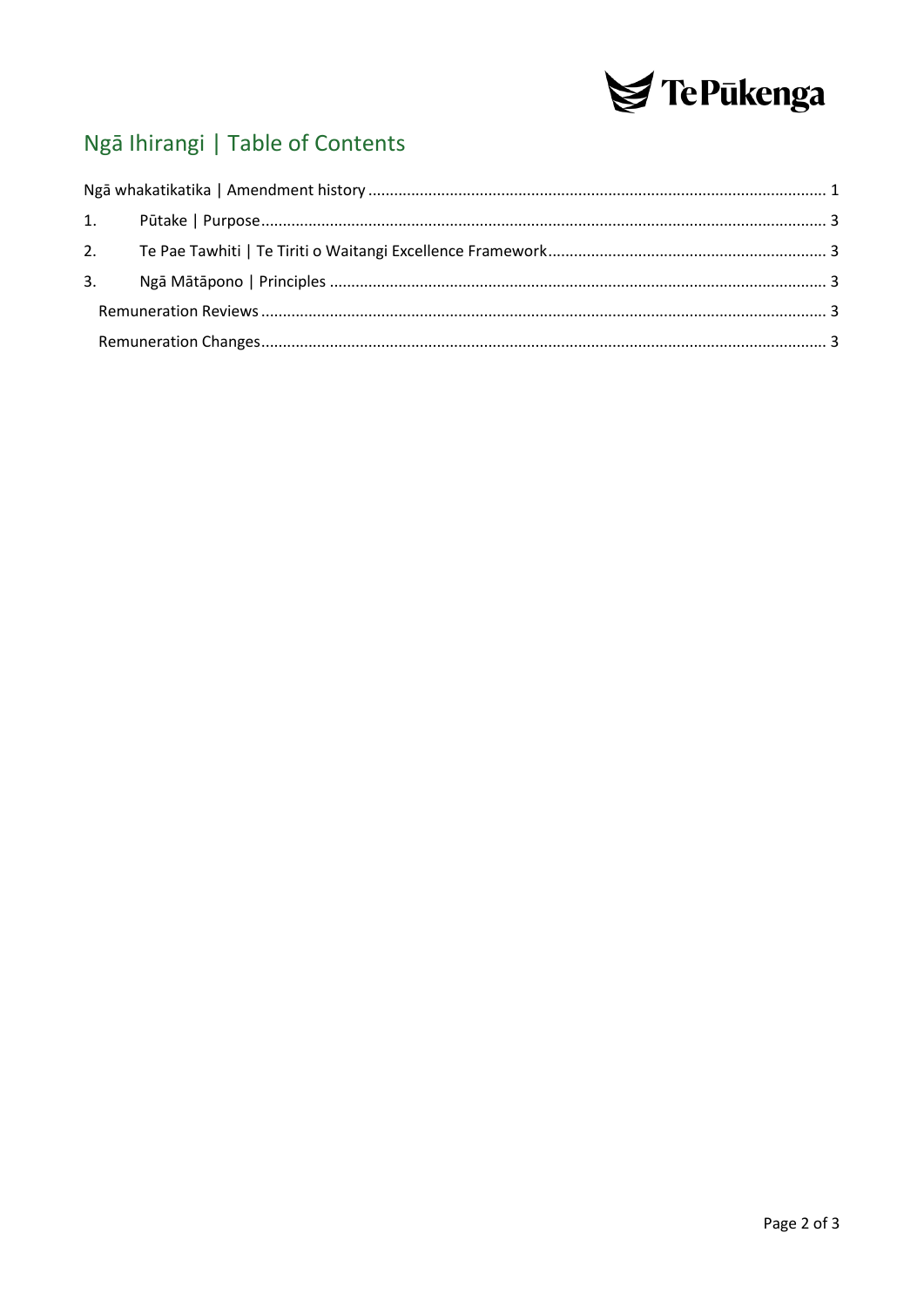## Ngā Ihirangi | Table of Contents

Ngā whakatikatika | Amendment history ........................................................................................................ 1

1. Pūtake | Purpose.................................................................................................................................. 3

2. Te Pae Tawhiti | Te Tiriti o Waitangi Excellence Framework................................................................ 3

3. Ngā Mātāpono | Principles .................................................................................................................. 3

   Remuneration Reviews .................................................................................................................................. 3

   Remuneration Changes.................................................................................................................................. 3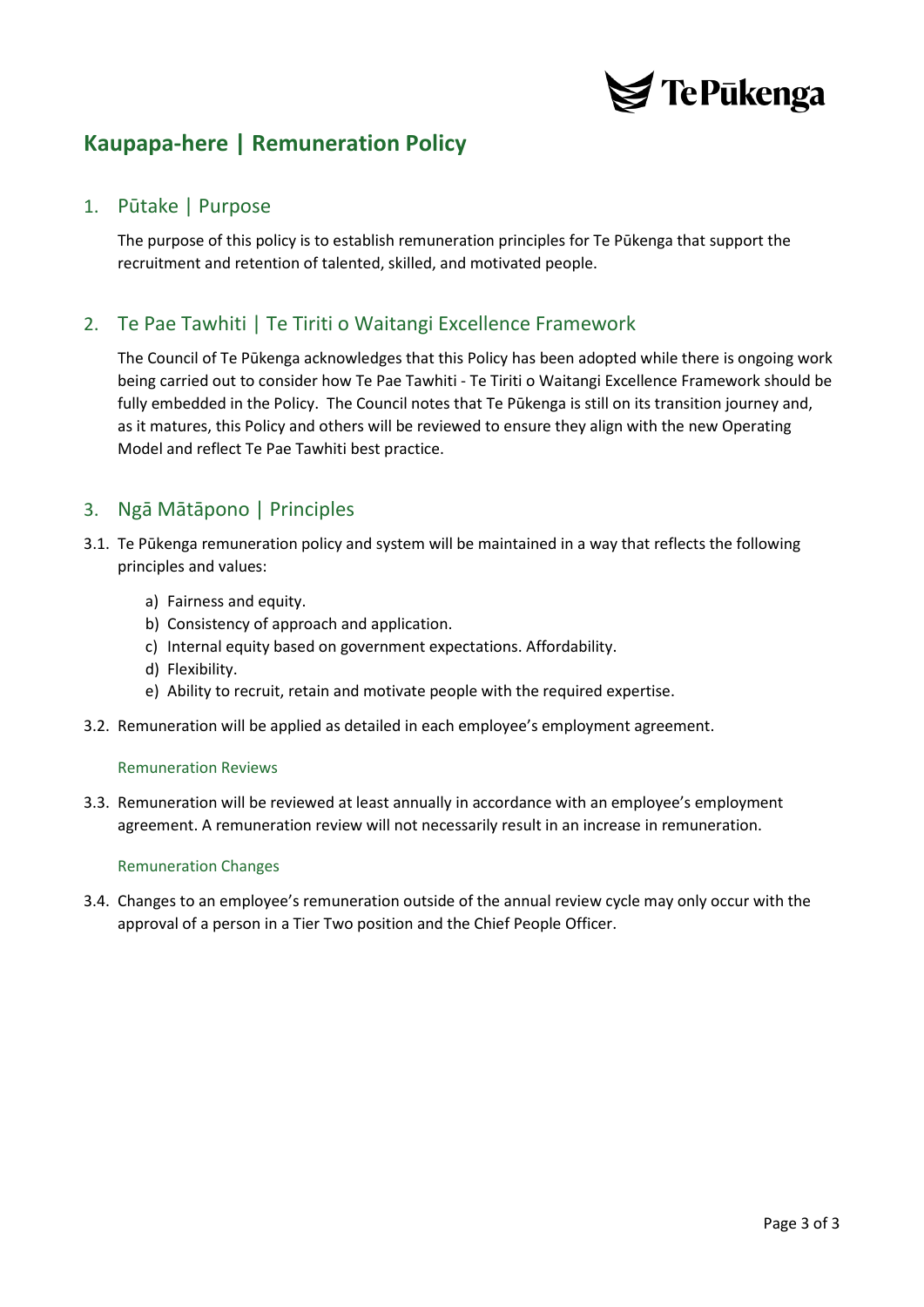# Kaupapa-here | Remuneration Policy

## 1. Pūtake | Purpose

The purpose of this policy is to establish remuneration principles for Te Pūkenga that support the recruitment and retention of talented, skilled, and motivated people.

## 2. Te Pae Tawhiti | Te Tiriti o Waitangi Excellence Framework

The Council of Te Pūkenga acknowledges that this Policy has been adopted while there is ongoing work being carried out to consider how Te Pae Tawhiti - Te Tiriti o Waitangi Excellence Framework should be fully embedded in the Policy. The Council notes that Te Pūkenga is still on its transition journey and, as it matures, this Policy and others will be reviewed to ensure they align with the new Operating Model and reflect Te Pae Tawhiti best practice.

## 3. Ngā Mātāpono | Principles

3.1. Te Pūkenga remuneration policy and system will be maintained in a way that reflects the following principles and values:

a) Fairness and equity.
b) Consistency of approach and application.
c) Internal equity based on government expectations. Affordability.
d) Flexibility.
e) Ability to recruit, retain and motivate people with the required expertise.

3.2. Remuneration will be applied as detailed in each employee's employment agreement.

### Remuneration Reviews

3.3. Remuneration will be reviewed at least annually in accordance with an employee's employment agreement. A remuneration review will not necessarily result in an increase in remuneration.

### Remuneration Changes

3.4. Changes to an employee's remuneration outside of the annual review cycle may only occur with the approval of a person in a Tier Two position and the Chief People Officer.